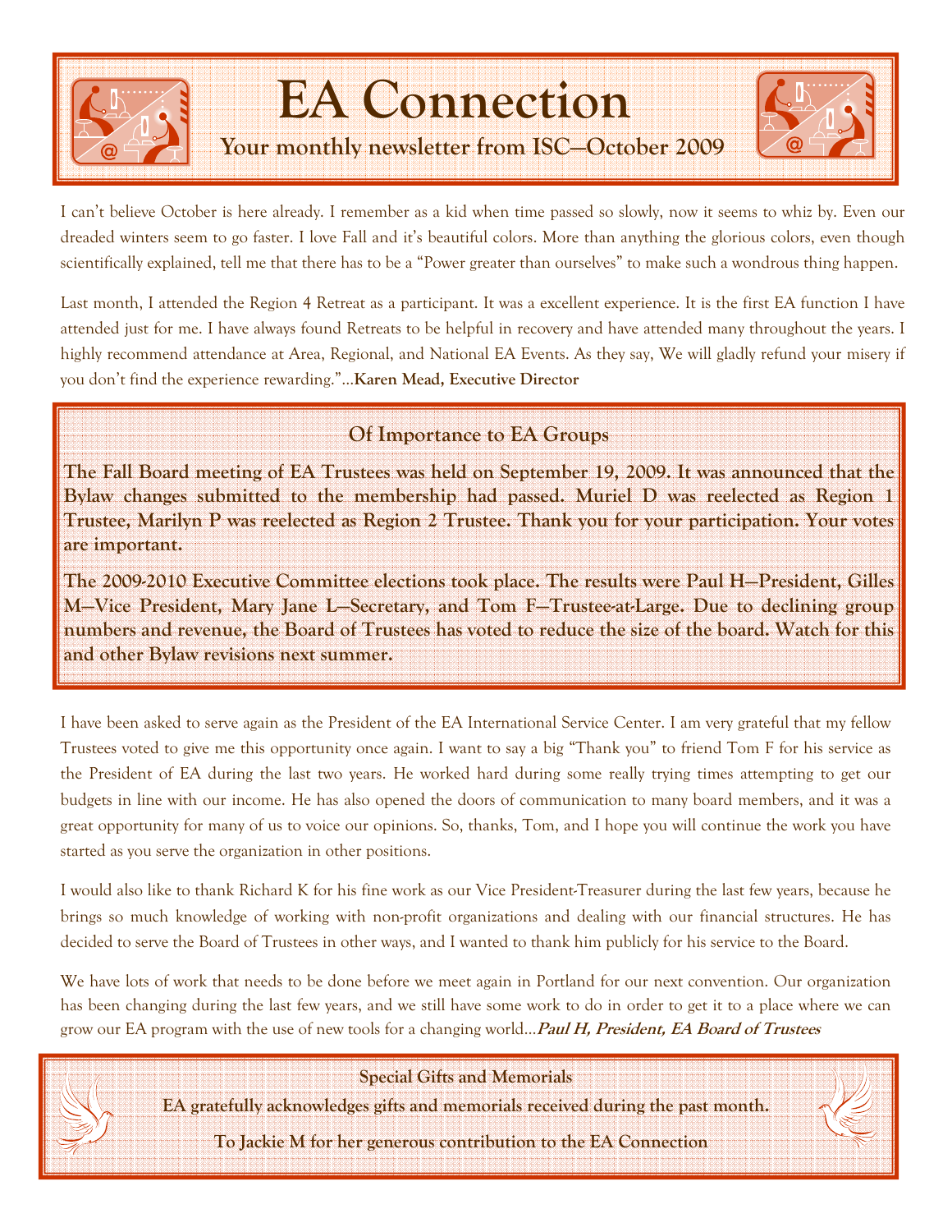# EA Connection

**Your monthly newsletter from ISC—October 2009**

I can't believe October is here already. I remember as a kid when time passed so slowly, now it seems to whiz by. Even our dreaded winters seem to go faster. I love Fall and it's beautiful colors. More than anything the glorious colors, even though scientifically explained, tell me that there has to be a "Power greater than ourselves" to make such a wondrous thing happen.

Last month, I attended the Region 4 Retreat as a participant. It was a excellent experience. It is the first EA function I have attended just for me. I have always found Retreats to be helpful in recovery and have attended many throughout the years. I highly recommend attendance at Area, Regional, and National EA Events. As they say, We will gladly refund your misery if you don't find the experience rewarding."…**Karen Mead, Executive Director**

## Of Importance to EA Groups

**The Fall Board meeting of EA Trustees was held on September 19, 2009. It was announced that the Bylaw changes submitted to the membership had passed. Muriel D was reelected as Region 1 Trustee, Marilyn P was reelected as Region 2 Trustee. Thank you for your participation. Your votes are important.**

**The 2009-2010 Executive Committee elections took place. The results were Paul H—President, Gilles M—Vice President, Mary Jane L—Secretary, and Tom F—Trustee-at-Large. Due to declining group numbers and revenue, the Board of Trustees has voted to reduce the size of the board. Watch for this and other Bylaw revisions next summer.**

I have been asked to serve again as the President of the EA International Service Center. I am very grateful that my fellow Trustees voted to give me this opportunity once again. I want to say a big "Thank you" to friend Tom F for his service as the President of EA during the last two years. He worked hard during some really trying times attempting to get our budgets in line with our income. He has also opened the doors of communication to many board members, and it was a great opportunity for many of us to voice our opinions. So, thanks, Tom, and I hope you will continue the work you have started as you serve the organization in other positions.

I would also like to thank Richard K for his fine work as our Vice President-Treasurer during the last few years, because he brings so much knowledge of working with non-profit organizations and dealing with our financial structures. He has decided to serve the Board of Trustees in other ways, and I wanted to thank him publicly for his service to the Board.

We have lots of work that needs to be done before we meet again in Portland for our next convention. Our organization has been changing during the last few years, and we still have some work to do in order to get it to a place where we can grow our EA program with the use of new tools for a changing world…***Paul H, President, EA Board of Trustees***

## Special Gifts and Memorials

**EA gratefully acknowledges gifts and memorials received during the past month.**

**To Jackie M for her generous contribution to the EA Connection**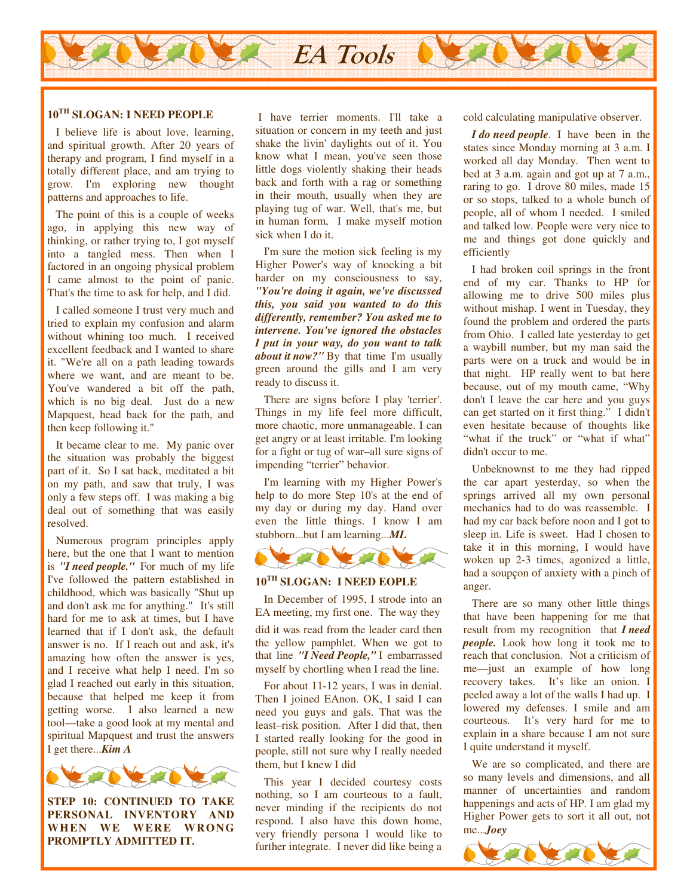# EA Tools

## 10TH SLOGAN: I NEED PEOPLE

I believe life is about love, learning, and spiritual growth. After 20 years of therapy and program, I find myself in a totally different place, and am trying to grow. I'm exploring new thought patterns and approaches to life.

The point of this is a couple of weeks ago, in applying this new way of thinking, or rather trying to, I got myself into a tangled mess. Then when I factored in an ongoing physical problem I came almost to the point of panic. That's the time to ask for help, and I did.

I called someone I trust very much and tried to explain my confusion and alarm without whining too much. I received excellent feedback and I wanted to share it. "We're all on a path leading towards where we want, and are meant to be. You've wandered a bit off the path, which is no big deal. Just do a new Mapquest, head back for the path, and then keep following it."

It became clear to me. My panic over the situation was probably the biggest part of it. So I sat back, meditated a bit on my path, and saw that truly, I was only a few steps off. I was making a big deal out of something that was easily resolved.

Numerous program principles apply here, but the one that I want to mention is ***"I need people."*** For much of my life I've followed the pattern established in childhood, which was basically "Shut up and don't ask me for anything." It's still hard for me to ask at times, but I have learned that if I don't ask, the default answer is no. If I reach out and ask, it's amazing how often the answer is yes, and I receive what help I need. I'm so glad I reached out early in this situation, because that helped me keep it from getting worse. I also learned a new tool—take a good look at my mental and spiritual Mapquest and trust the answers I get there...***Kim A***

## STEP 10: CONTINUED TO TAKE PERSONAL INVENTORY AND WHEN WE WERE WRONG PROMPTLY ADMITTED IT.

I have terrier moments. I'll take a situation or concern in my teeth and just shake the livin' daylights out of it. You know what I mean, you've seen those little dogs violently shaking their heads back and forth with a rag or something in their mouth, usually when they are playing tug of war. Well, that's me, but in human form, I make myself motion sick when I do it.

I'm sure the motion sick feeling is my Higher Power's way of knocking a bit harder on my consciousness to say, ***"You're doing it again, we've discussed this, you said you wanted to do this differently, remember? You asked me to intervene. You've ignored the obstacles I put in your way, do you want to talk about it now?"*** By that time I'm usually green around the gills and I am very ready to discuss it.

There are signs before I play 'terrier'. Things in my life feel more difficult, more chaotic, more unmanageable. I can get angry or at least irritable. I'm looking for a fight or tug of war–all sure signs of impending "terrier" behavior.

I'm learning with my Higher Power's help to do more Step 10's at the end of my day or during my day. Hand over even the little things. I know I am stubborn...but I am learning...***ML***

## 10TH SLOGAN: I NEED EOPLE

In December of 1995, I strode into an EA meeting, my first one. The way they did it was read from the leader card then the yellow pamphlet. When we got to that line ***"I Need People,"*** I embarrassed myself by chortling when I read the line.

For about 11-12 years, I was in denial. Then I joined EAnon. OK, I said I can need you guys and gals. That was the least–risk position. After I did that, then I started really looking for the good in people, still not sure why I really needed them, but I knew I did

This year I decided courtesy costs nothing, so I am courteous to a fault, never minding if the recipients do not respond. I also have this down home, very friendly persona I would like to further integrate. I never did like being a cold calculating manipulative observer.

***I do need people***. I have been in the states since Monday morning at 3 a.m. I worked all day Monday. Then went to bed at 3 a.m. again and got up at 7 a.m., raring to go. I drove 80 miles, made 15 or so stops, talked to a whole bunch of people, all of whom I needed. I smiled and talked low. People were very nice to me and things got done quickly and efficiently

I had broken coil springs in the front end of my car. Thanks to HP for allowing me to drive 500 miles plus without mishap. I went in Tuesday, they found the problem and ordered the parts from Ohio. I called late yesterday to get a waybill number, but my man said the parts were on a truck and would be in that night. HP really went to bat here because, out of my mouth came, "Why don't I leave the car here and you guys can get started on it first thing." I didn't even hesitate because of thoughts like "what if the truck" or "what if what" didn't occur to me.

Unbeknownst to me they had ripped the car apart yesterday, so when the springs arrived all my own personal mechanics had to do was reassemble. I had my car back before noon and I got to sleep in. Life is sweet. Had I chosen to take it in this morning, I would have woken up 2-3 times, agonized a little, had a soupçon of anxiety with a pinch of anger.

There are so many other little things that have been happening for me that result from my recognition that ***I need people.*** Look how long it took me to reach that conclusion. Not a criticism of me—just an example of how long recovery takes. It's like an onion. I peeled away a lot of the walls I had up. I lowered my defenses. I smile and am courteous. It's very hard for me to explain in a share because I am not sure I quite understand it myself.

We are so complicated, and there are so many levels and dimensions, and all manner of uncertainties and random happenings and acts of HP. I am glad my Higher Power gets to sort it all out, not me...***Joey***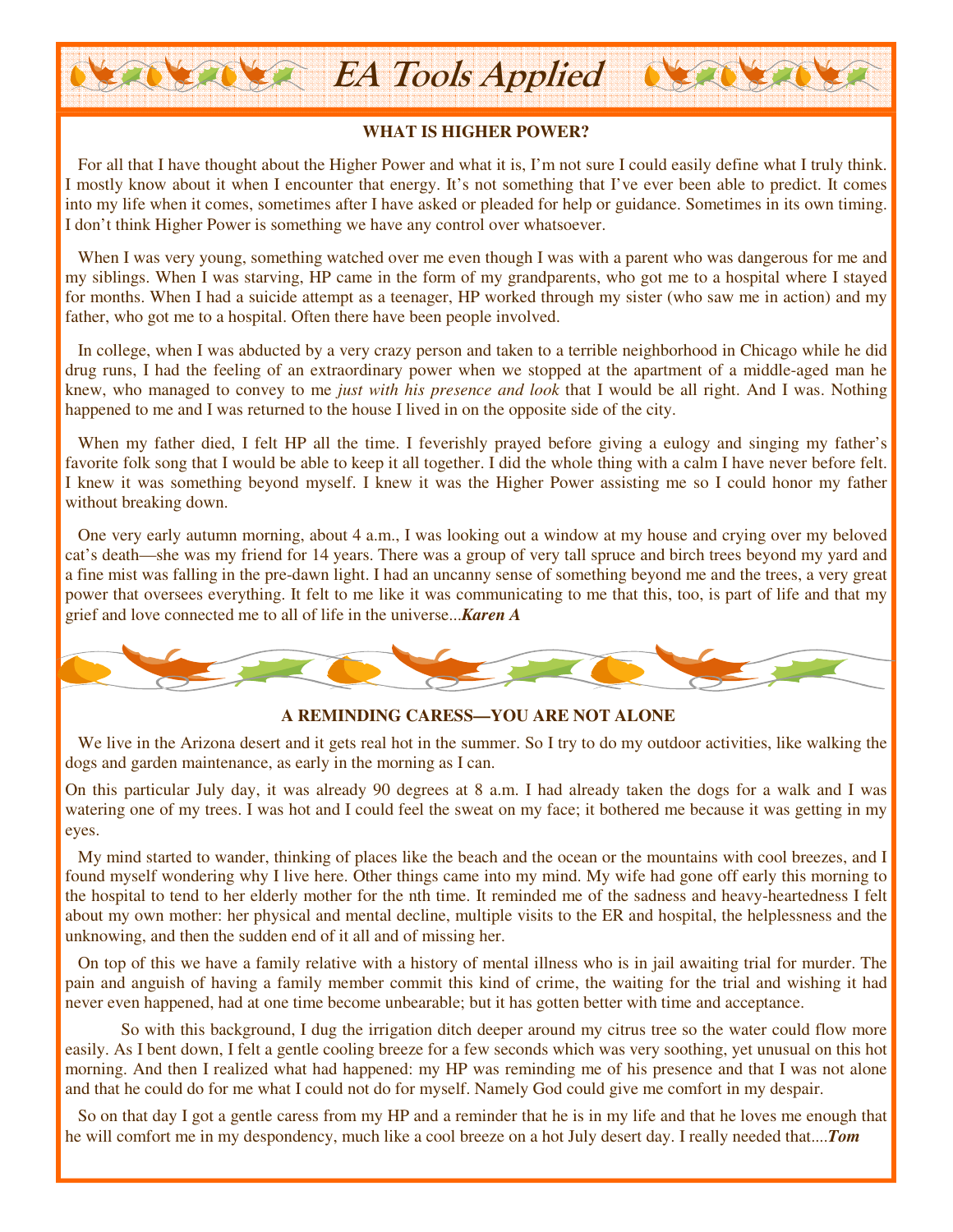# EA Tools Applied

### WHAT IS HIGHER POWER?

For all that I have thought about the Higher Power and what it is, I'm not sure I could easily define what I truly think. I mostly know about it when I encounter that energy. It's not something that I've ever been able to predict. It comes into my life when it comes, sometimes after I have asked or pleaded for help or guidance. Sometimes in its own timing. I don't think Higher Power is something we have any control over whatsoever.

When I was very young, something watched over me even though I was with a parent who was dangerous for me and my siblings. When I was starving, HP came in the form of my grandparents, who got me to a hospital where I stayed for months. When I had a suicide attempt as a teenager, HP worked through my sister (who saw me in action) and my father, who got me to a hospital. Often there have been people involved.

In college, when I was abducted by a very crazy person and taken to a terrible neighborhood in Chicago while he did drug runs, I had the feeling of an extraordinary power when we stopped at the apartment of a middle-aged man he knew, who managed to convey to me *just with his presence and look* that I would be all right. And I was. Nothing happened to me and I was returned to the house I lived in on the opposite side of the city.

When my father died, I felt HP all the time. I feverishly prayed before giving a eulogy and singing my father's favorite folk song that I would be able to keep it all together. I did the whole thing with a calm I have never before felt. I knew it was something beyond myself. I knew it was the Higher Power assisting me so I could honor my father without breaking down.

One very early autumn morning, about 4 a.m., I was looking out a window at my house and crying over my beloved cat's death—she was my friend for 14 years. There was a group of very tall spruce and birch trees beyond my yard and a fine mist was falling in the pre-dawn light. I had an uncanny sense of something beyond me and the trees, a very great power that oversees everything. It felt to me like it was communicating to me that this, too, is part of life and that my grief and love connected me to all of life in the universe...***Karen A***

### A REMINDING CARESS—YOU ARE NOT ALONE

We live in the Arizona desert and it gets real hot in the summer. So I try to do my outdoor activities, like walking the dogs and garden maintenance, as early in the morning as I can.

On this particular July day, it was already 90 degrees at 8 a.m. I had already taken the dogs for a walk and I was watering one of my trees. I was hot and I could feel the sweat on my face; it bothered me because it was getting in my eyes.

My mind started to wander, thinking of places like the beach and the ocean or the mountains with cool breezes, and I found myself wondering why I live here. Other things came into my mind. My wife had gone off early this morning to the hospital to tend to her elderly mother for the nth time. It reminded me of the sadness and heavy-heartedness I felt about my own mother: her physical and mental decline, multiple visits to the ER and hospital, the helplessness and the unknowing, and then the sudden end of it all and of missing her.

On top of this we have a family relative with a history of mental illness who is in jail awaiting trial for murder. The pain and anguish of having a family member commit this kind of crime, the waiting for the trial and wishing it had never even happened, had at one time become unbearable; but it has gotten better with time and acceptance.

So with this background, I dug the irrigation ditch deeper around my citrus tree so the water could flow more easily. As I bent down, I felt a gentle cooling breeze for a few seconds which was very soothing, yet unusual on this hot morning. And then I realized what had happened: my HP was reminding me of his presence and that I was not alone and that he could do for me what I could not do for myself. Namely God could give me comfort in my despair.

So on that day I got a gentle caress from my HP and a reminder that he is in my life and that he loves me enough that he will comfort me in my despondency, much like a cool breeze on a hot July desert day. I really needed that....***Tom***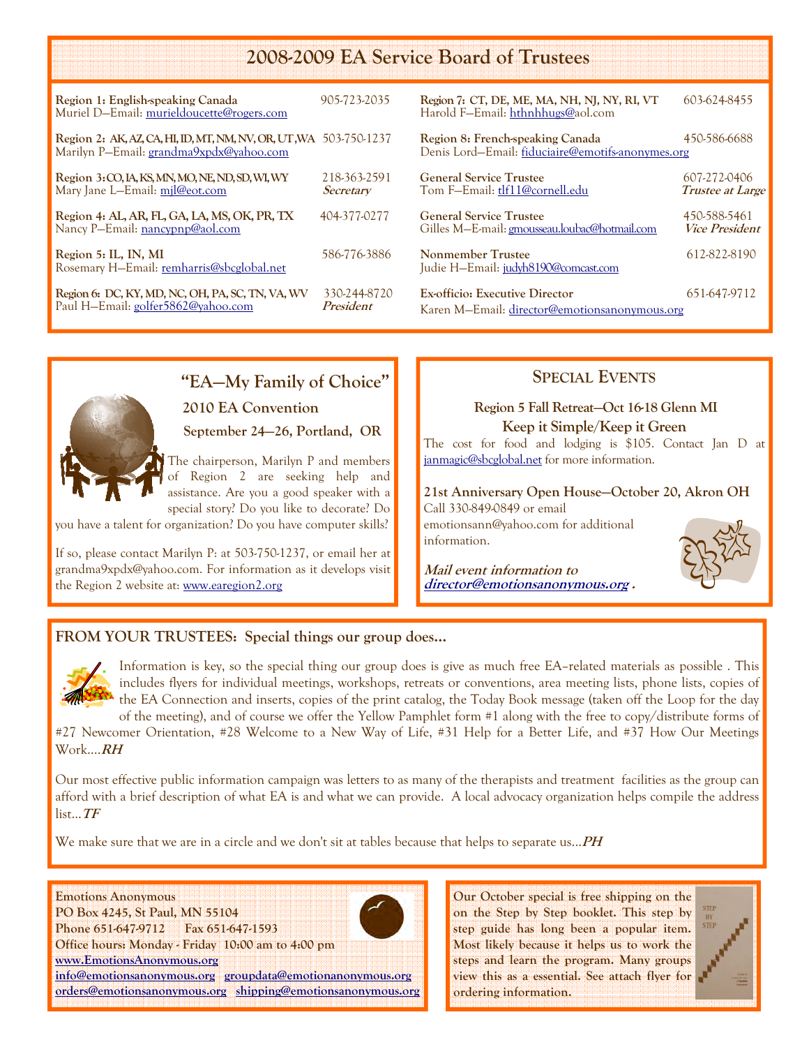## 2008-2009 EA Service Board of Trustees

**Region 1: English-speaking Canada** 905-723-2035
Muriel D—Email: murieldoucette@rogers.com

**Region 2: AK, AZ, CA, HI, ID, MT, NM, NV, OR, UT, WA** 503-750-1237
Marilyn P—Email: grandma9xpdx@yahoo.com

**Region 3: CO, IA, KS, MN, MO, NE, ND, SD, WI, WY** 218-363-2591 *Secretary*
Mary Jane L—Email: mjl@eot.com

**Region 4: AL, AR, FL, GA, LA, MS, OK, PR, TX** 404-377-0277
Nancy P—Email: nancypnp@aol.com

**Region 5: IL, IN, MI** 586-776-3886
Rosemary H—Email: remharris@sbcglobal.net

**Region 6: DC, KY, MD, NC, OH, PA, SC, TN, VA, WV** 330-244-8720 *President*
Paul H—Email: golfer5862@yahoo.com

**Region 7: CT, DE, ME, MA, NH, NJ, NY, RI, VT** 603-624-8455
Harold F—Email: hthnhhugs@aol.com

**Region 8: French-speaking Canada** 450-586-6688
Denis Lord—Email: fiduciaire@emotifs-anonymes.org

**General Service Trustee** 607-272-0406 *Trustee at Large*
Tom F—Email: tlf11@cornell.edu

**General Service Trustee** 450-588-5461 *Vice President*
Gilles M—E-mail: gmousseau.loubac@hotmail.com

**Nonmember Trustee** 612-822-8190
Judie H—Email: judyh8190@comcast.com

**Ex-officio: Executive Director** 651-647-9712
Karen M—Email: director@emotionsanonymous.org

## "EA—My Family of Choice"

### 2010 EA Convention

### September 24—26, Portland, OR

The chairperson, Marilyn P and members of Region 2 are seeking help and assistance. Are you a good speaker with a special story? Do you like to decorate? Do you have a talent for organization? Do you have computer skills?

If so, please contact Marilyn P: at 503-750-1237, or email her at grandma9xpdx@yahoo.com. For information as it develops visit the Region 2 website at: www.earegion2.org

## Special Events

**Region 5 Fall Retreat—Oct 16-18 Glenn MI**

**Keep it Simple/Keep it Green**

The cost for food and lodging is $105. Contact Jan D at janmagic@sbcglobal.net for more information.

**21st Anniversary Open House—October 20, Akron OH**

Call 330-849-0849 or email emotionsann@yahoo.com for additional information.

***Mail event information to director@emotionsanonymous.org .***

## FROM YOUR TRUSTEES: Special things our group does…

Information is key, so the special thing our group does is give as much free EA–related materials as possible . This includes flyers for individual meetings, workshops, retreats or conventions, area meeting lists, phone lists, copies of the EA Connection and inserts, copies of the print catalog, the Today Book message (taken off the Loop for the day of the meeting), and of course we offer the Yellow Pamphlet form #1 along with the free to copy/distribute forms of #27 Newcomer Orientation, #28 Welcome to a New Way of Life, #31 Help for a Better Life, and #37 How Our Meetings Work….***RH***

Our most effective public information campaign was letters to as many of the therapists and treatment facilities as the group can afford with a brief description of what EA is and what we can provide. A local advocacy organization helps compile the address list…***TF***

We make sure that we are in a circle and we don't sit at tables because that helps to separate us…***PH***

**Emotions Anonymous**
**PO Box 4245, St Paul, MN 55104**
**Phone 651-647-9712 Fax 651-647-1593**
**Office hours: Monday - Friday 10:00 am to 4:00 pm**
**www.EmotionsAnonymous.org**
**info@emotionsanonymous.org groupdata@emotionanonymous.org**
**orders@emotionsanonymous.org shipping@emotionsanonymous.org**

**Our October special is free shipping on the on the Step by Step booklet. This step by step guide has long been a popular item. Most likely because it helps us to work the steps and learn the program. Many groups view this as a essential. See attach flyer for ordering information.**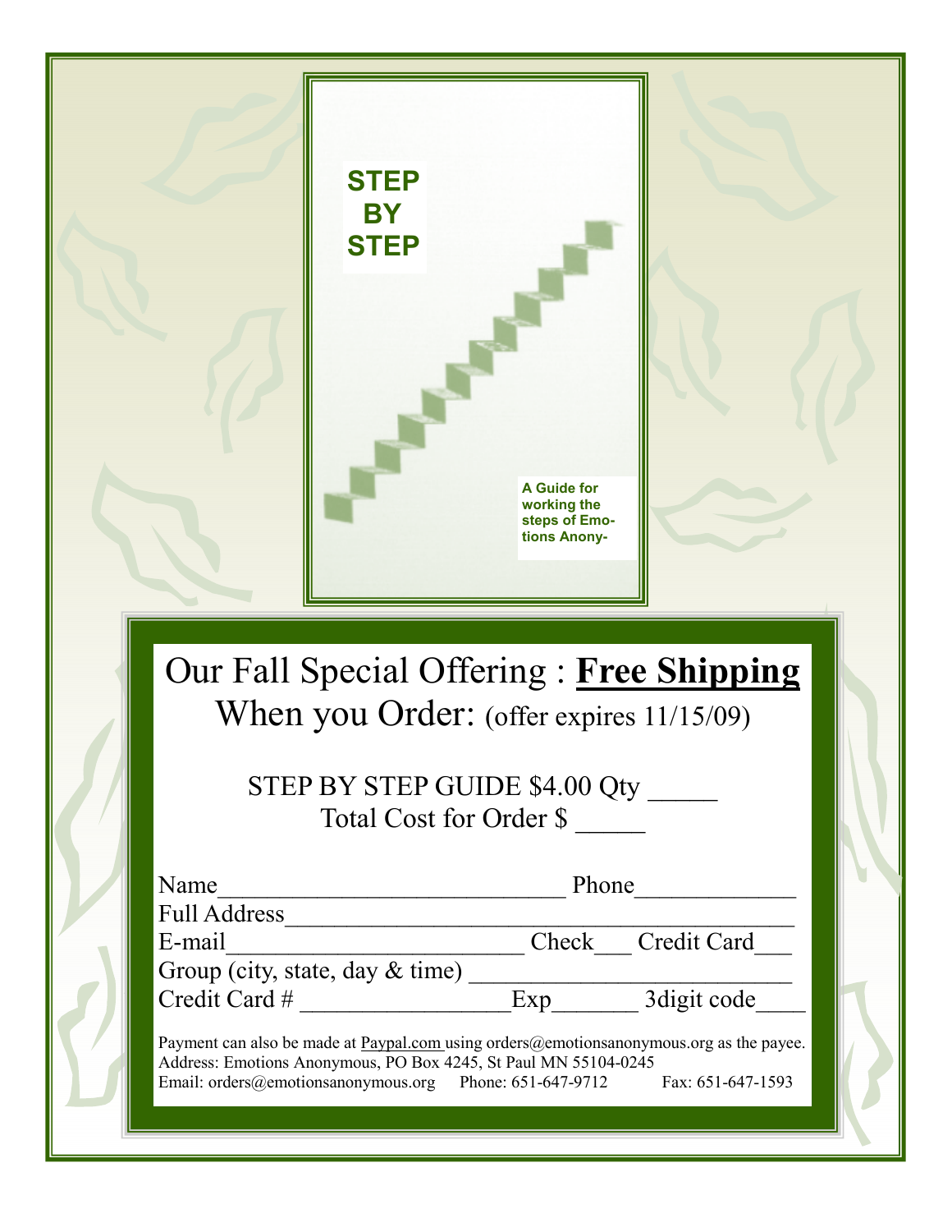**STEP BY STEP**

A Guide for working the steps of Emo-tions Anony-

# Our Fall Special Offering : __Free Shipping__

## When you Order: (offer expires 11/15/09)

STEP BY STEP GUIDE $4.00 Qty _____

Total Cost for Order $ _____

Name____________________________ Phone_____________

Full Address__________________________________________

E-mail_______________________ Check___ Credit Card___

Group (city, state, day & time) __________________________

Credit Card # _________________Exp_______ 3digit code____

Payment can also be made at Paypal.com using orders@emotionsanonymous.org as the payee.
Address: Emotions Anonymous, PO Box 4245, St Paul MN 55104-0245
Email: orders@emotionsanonymous.org Phone: 651-647-9712 Fax: 651-647-1593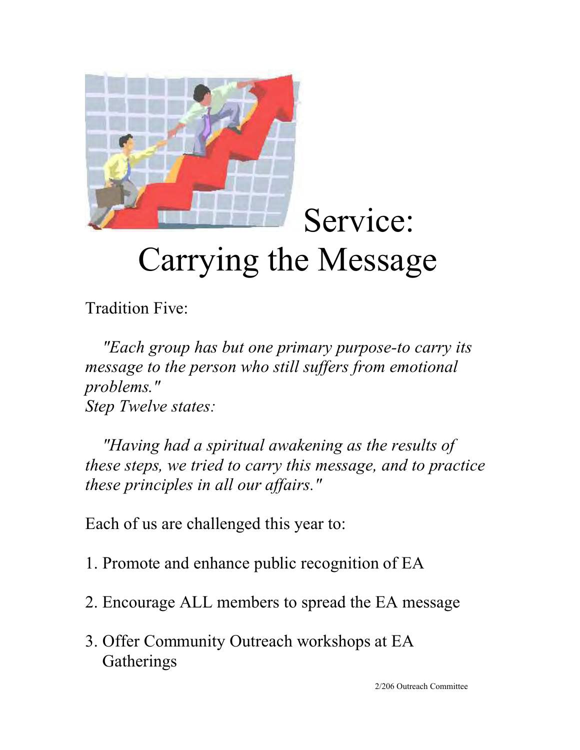# Service: Carrying the Message

Tradition Five:

*"Each group has but one primary purpose-to carry its message to the person who still suffers from emotional problems."*

*Step Twelve states:*

*"Having had a spiritual awakening as the results of these steps, we tried to carry this message, and to practice these principles in all our affairs."*

Each of us are challenged this year to:

1. Promote and enhance public recognition of EA

2. Encourage ALL members to spread the EA message

3. Offer Community Outreach workshops at EA Gatherings

2/206 Outreach Committee